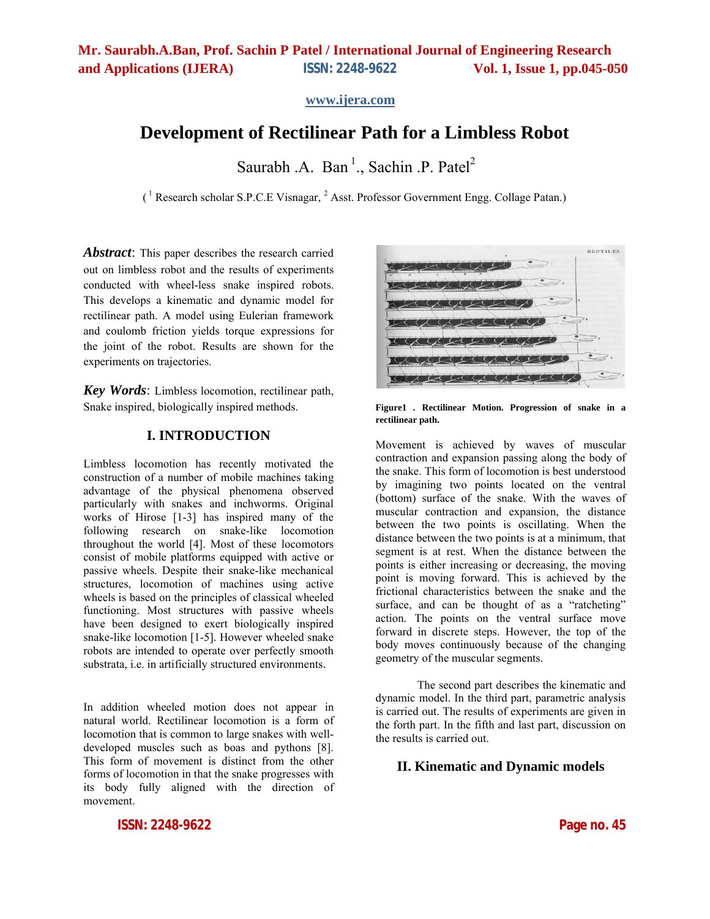# Development of Rectilinear Path for a Limbless Robot

Saurabh .A. Ban [1]., Sachin .P. Patel[2]

([1] Research scholar S.P.C.E Visnagar, [2] Asst. Professor Government Engg. Collage Patan.)

***Abstract***: This paper describes the research carried out on limbless robot and the results of experiments conducted with wheel-less snake inspired robots. This develops a kinematic and dynamic model for rectilinear path. A model using Eulerian framework and coulomb friction yields torque expressions for the joint of the robot. Results are shown for the experiments on trajectories.

***Key Words***: Limbless locomotion, rectilinear path, Snake inspired, biologically inspired methods.

## I. INTRODUCTION

Limbless locomotion has recently motivated the construction of a number of mobile machines taking advantage of the physical phenomena observed particularly with snakes and inchworms. Original works of Hirose [1-3] has inspired many of the following research on snake-like locomotion throughout the world [4]. Most of these locomotors consist of mobile platforms equipped with active or passive wheels. Despite their snake-like mechanical structures, locomotion of machines using active wheels is based on the principles of classical wheeled functioning. Most structures with passive wheels have been designed to exert biologically inspired snake-like locomotion [1-5]. However wheeled snake robots are intended to operate over perfectly smooth substrata, i.e. in artificially structured environments.

In addition wheeled motion does not appear in natural world. Rectilinear locomotion is a form of locomotion that is common to large snakes with well-developed muscles such as boas and pythons [8]. This form of movement is distinct from the other forms of locomotion in that the snake progresses with its body fully aligned with the direction of movement.

**Figure1 . Rectilinear Motion. Progression of snake in a rectilinear path.**

Movement is achieved by waves of muscular contraction and expansion passing along the body of the snake. This form of locomotion is best understood by imagining two points located on the ventral (bottom) surface of the snake. With the waves of muscular contraction and expansion, the distance between the two points is oscillating. When the distance between the two points is at a minimum, that segment is at rest. When the distance between the points is either increasing or decreasing, the moving point is moving forward. This is achieved by the frictional characteristics between the snake and the surface, and can be thought of as a "ratcheting" action. The points on the ventral surface move forward in discrete steps. However, the top of the body moves continuously because of the changing geometry of the muscular segments.

The second part describes the kinematic and dynamic model. In the third part, parametric analysis is carried out. The results of experiments are given in the forth part. In the fifth and last part, discussion on the results is carried out.

## II. Kinematic and Dynamic models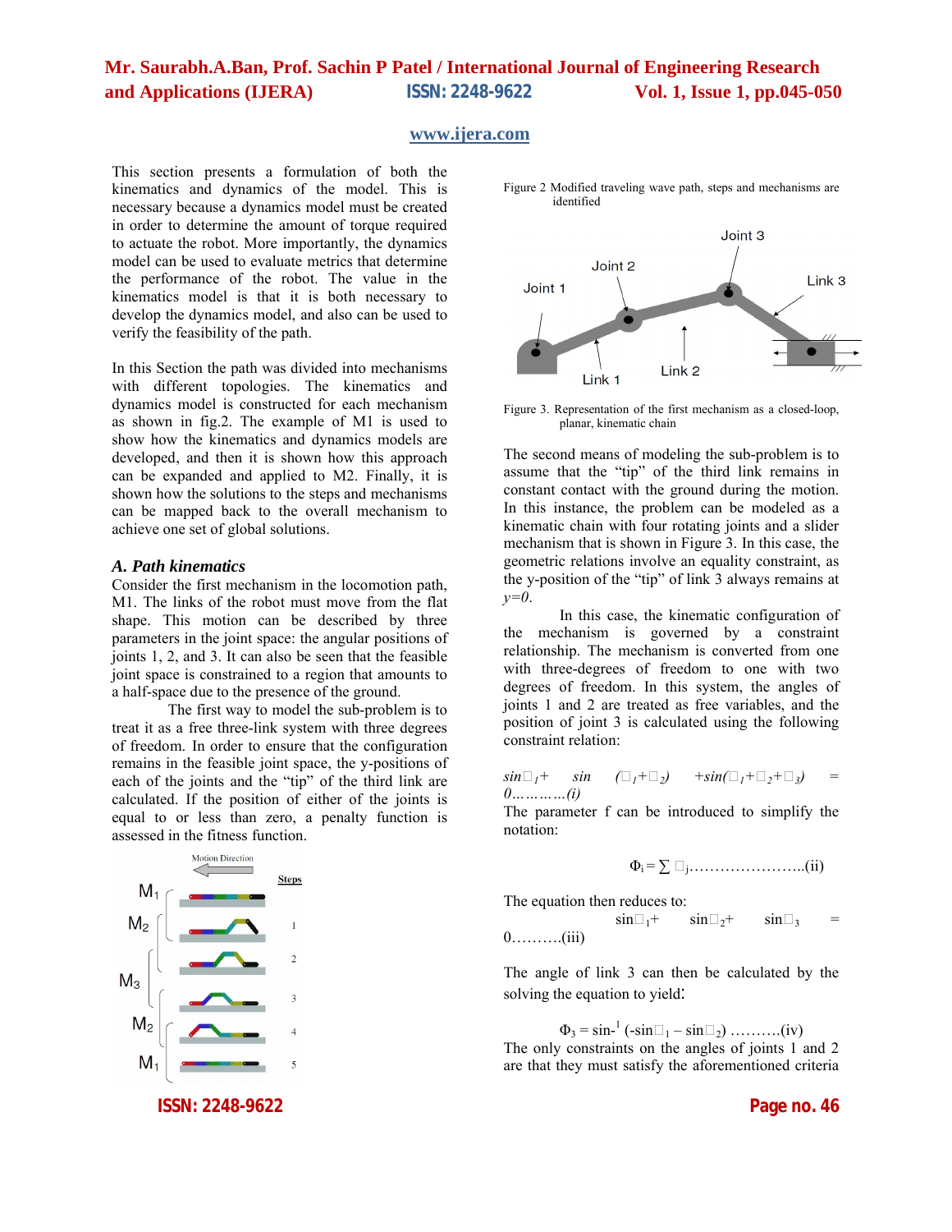This section presents a formulation of both the kinematics and dynamics of the model. This is necessary because a dynamics model must be created in order to determine the amount of torque required to actuate the robot. More importantly, the dynamics model can be used to evaluate metrics that determine the performance of the robot. The value in the kinematics model is that it is both necessary to develop the dynamics model, and also can be used to verify the feasibility of the path.

In this Section the path was divided into mechanisms with different topologies. The kinematics and dynamics model is constructed for each mechanism as shown in fig.2. The example of M1 is used to show how the kinematics and dynamics models are developed, and then it is shown how this approach can be expanded and applied to M2. Finally, it is shown how the solutions to the steps and mechanisms can be mapped back to the overall mechanism to achieve one set of global solutions.

### *A. Path kinematics*

Consider the first mechanism in the locomotion path, M1. The links of the robot must move from the flat shape. This motion can be described by three parameters in the joint space: the angular positions of joints 1, 2, and 3. It can also be seen that the feasible joint space is constrained to a region that amounts to a half-space due to the presence of the ground.

The first way to model the sub-problem is to treat it as a free three-link system with three degrees of freedom. In order to ensure that the configuration remains in the feasible joint space, the y-positions of each of the joints and the "tip" of the third link are calculated. If the position of either of the joints is equal to or less than zero, a penalty function is assessed in the fitness function.

Figure 2 Modified traveling wave path, steps and mechanisms are identified

Figure 3. Representation of the first mechanism as a closed-loop, planar, kinematic chain

The second means of modeling the sub-problem is to assume that the "tip" of the third link remains in constant contact with the ground during the motion. In this instance, the problem can be modeled as a kinematic chain with four rotating joints and a slider mechanism that is shown in Figure 3. In this case, the geometric relations involve an equality constraint, as the y-position of the "tip" of link 3 always remains at *y=0*.

In this case, the kinematic configuration of the mechanism is governed by a constraint relationship. The mechanism is converted from one with three-degrees of freedom to one with two degrees of freedom. In this system, the angles of joints 1 and 2 are treated as free variables, and the position of joint 3 is calculated using the following constraint relation:

$$\sin\theta_1 + \sin(\theta_1+\theta_2) + \sin(\theta_1+\theta_2+\theta_3) = 0 \quad \text{.........(i)}$$

The parameter f can be introduced to simplify the notation:

$$\Phi_i = \sum \theta_j \quad \text{......................(ii)}$$

The equation then reduces to:

$$\sin\Phi_1 + \sin\Phi_2 + \sin\Phi_3 = 0 \quad \text{..........(iii)}$$

The angle of link 3 can then be calculated by the solving the equation to yield:

$$\Phi_3 = \sin^{-1}(-\sin\Phi_1 - \sin\Phi_2) \quad \text{..........(iv)}$$

The only constraints on the angles of joints 1 and 2 are that they must satisfy the aforementioned criteria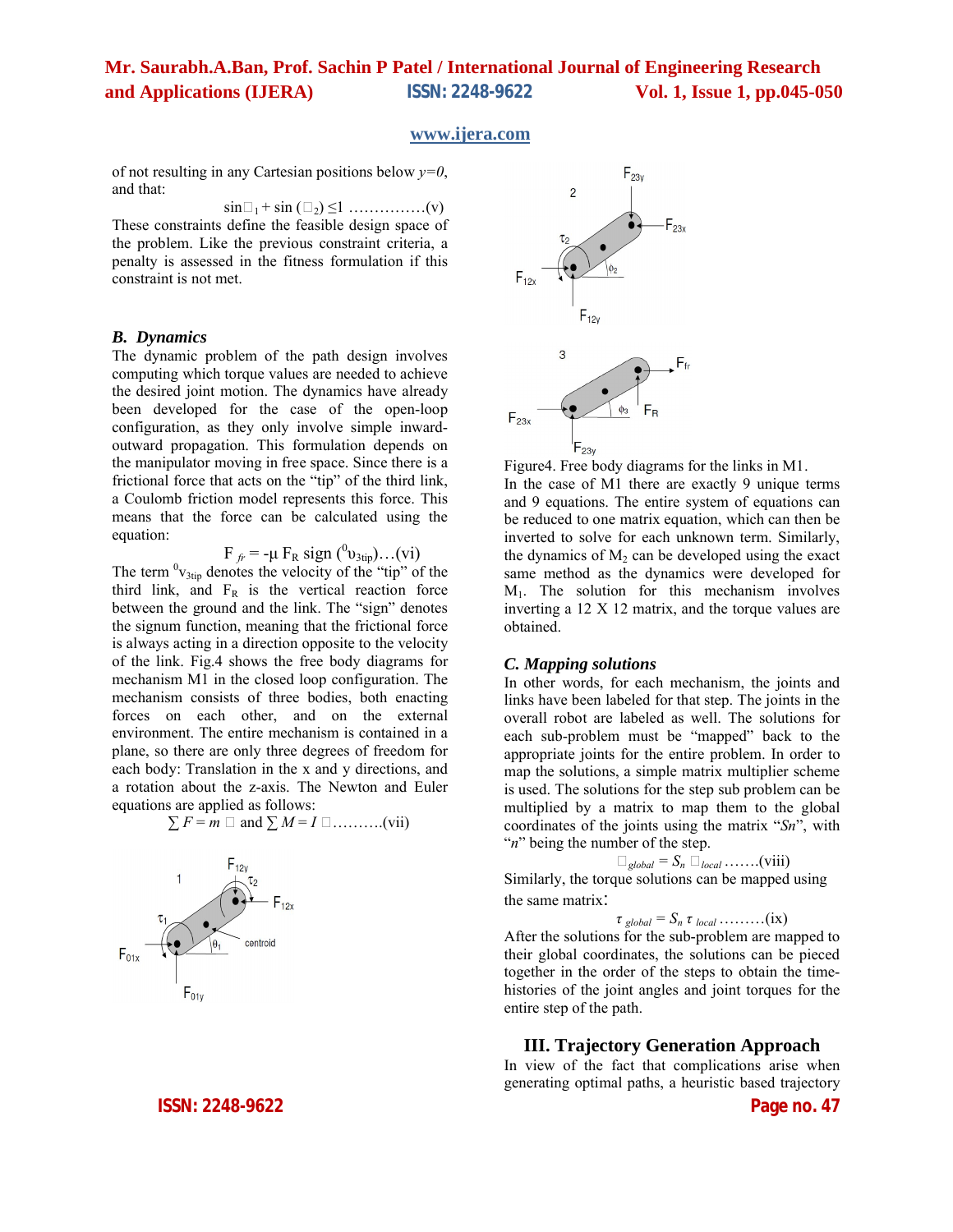of not resulting in any Cartesian positions below $y=0$, and that:

$$\sin\square_1 + \sin(\square_2) \leq 1 \text{ ……………(v)}$$

These constraints define the feasible design space of the problem. Like the previous constraint criteria, a penalty is assessed in the fitness formulation if this constraint is not met.

### *B. Dynamics*

The dynamic problem of the path design involves computing which torque values are needed to achieve the desired joint motion. The dynamics have already been developed for the case of the open-loop configuration, as they only involve simple inward-outward propagation. This formulation depends on the manipulator moving in free space. Since there is a frictional force that acts on the "tip" of the third link, a Coulomb friction model represents this force. This means that the force can be calculated using the equation:

$$F_{fr} = -\mu F_R \text{ sign } ({}^{0}\upsilon_{3tip}) \text{…(vi)}$$

The term ${}^{0}v_{3tip}$ denotes the velocity of the "tip" of the third link, and $F_R$ is the vertical reaction force between the ground and the link. The "sign" denotes the signum function, meaning that the frictional force is always acting in a direction opposite to the velocity of the link. Fig.4 shows the free body diagrams for mechanism M1 in the closed loop configuration. The mechanism consists of three bodies, both enacting forces on each other, and on the external environment. The entire mechanism is contained in a plane, so there are only three degrees of freedom for each body: Translation in the x and y directions, and a rotation about the z-axis. The Newton and Euler equations are applied as follows:

$$\sum F = m \square \text{ and } \sum M = I \square \text{……….(vii)}$$

Figure4. Free body diagrams for the links in M1.

In the case of M1 there are exactly 9 unique terms and 9 equations. The entire system of equations can be reduced to one matrix equation, which can then be inverted to solve for each unknown term. Similarly, the dynamics of $M_2$ can be developed using the exact same method as the dynamics were developed for $M_1$. The solution for this mechanism involves inverting a 12 X 12 matrix, and the torque values are obtained.

### *C. Mapping solutions*

In other words, for each mechanism, the joints and links have been labeled for that step. The joints in the overall robot are labeled as well. The solutions for each sub-problem must be "mapped" back to the appropriate joints for the entire problem. In order to map the solutions, a simple matrix multiplier scheme is used. The solutions for the step sub problem can be multiplied by a matrix to map them to the global coordinates of the joints using the matrix "*Sn*", with "*n*" being the number of the step.

$$\square_{global} = S_n \square_{local} \text{…….(viii)}$$

Similarly, the torque solutions can be mapped using the same matrix:

$$\tau_{global} = S_n \tau_{local} \text{………(ix)}$$

After the solutions for the sub-problem are mapped to their global coordinates, the solutions can be pieced together in the order of the steps to obtain the time-histories of the joint angles and joint torques for the entire step of the path.

## III. Trajectory Generation Approach

In view of the fact that complications arise when generating optimal paths, a heuristic based trajectory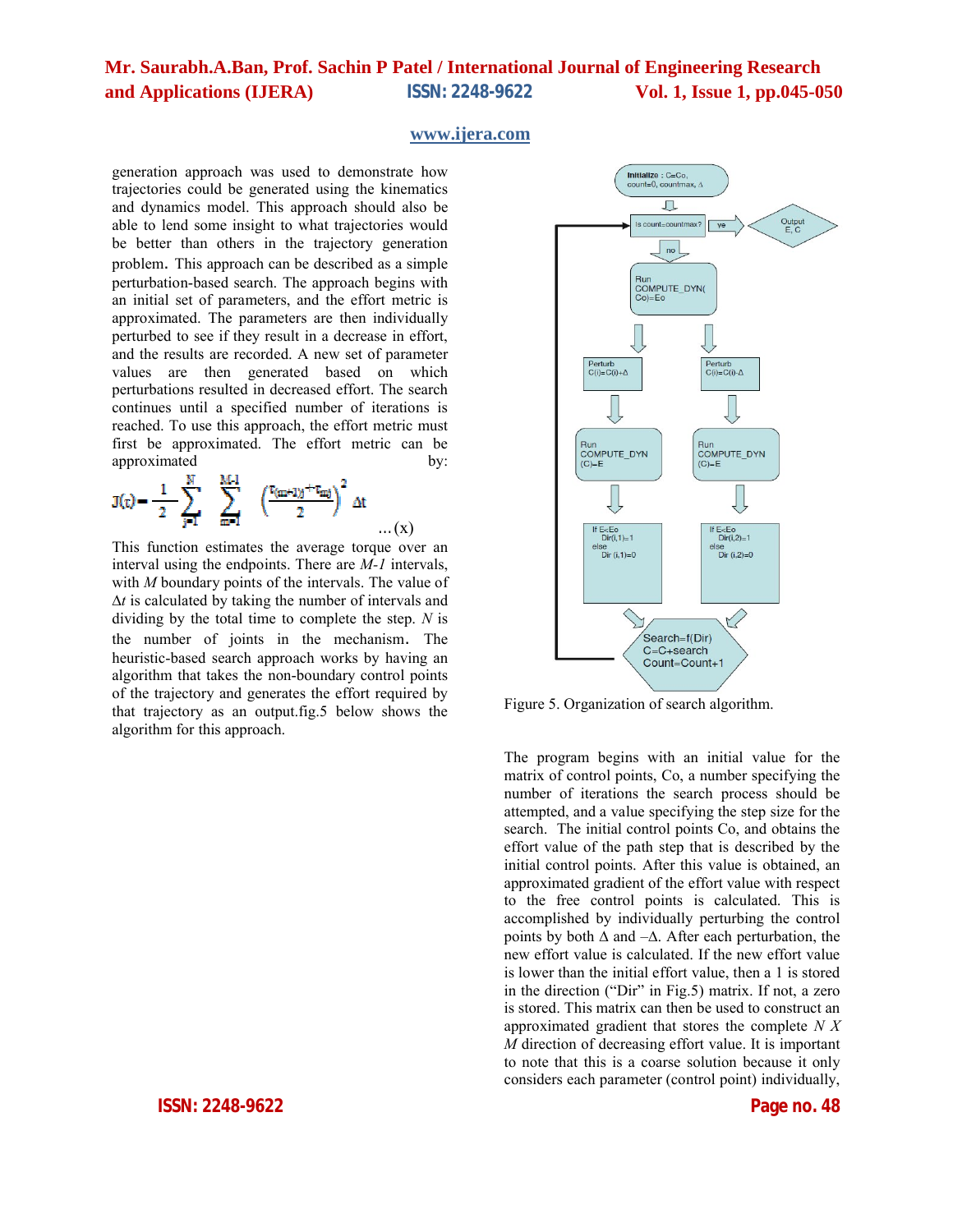generation approach was used to demonstrate how trajectories could be generated using the kinematics and dynamics model. This approach should also be able to lend some insight to what trajectories would be better than others in the trajectory generation problem. This approach can be described as a simple perturbation-based search. The approach begins with an initial set of parameters, and the effort metric is approximated. The parameters are then individually perturbed to see if they result in a decrease in effort, and the results are recorded. A new set of parameter values are then generated based on which perturbations resulted in decreased effort. The search continues until a specified number of iterations is reached. To use this approach, the effort metric must first be approximated. The effort metric can be approximated by:

$$J(\tau) = \frac{1}{2}\sum_{j=1}^{N}\sum_{m=1}^{M-1}\left(\frac{\tau_{(m+1)j}+\tau_{mj}}{2}\right)^2 \Delta t \qquad \ldots(x)$$

This function estimates the average torque over an interval using the endpoints. There are *M-1* intervals, with *M* boundary points of the intervals. The value of $\Delta t$ is calculated by taking the number of intervals and dividing by the total time to complete the step. *N* is the number of joints in the mechanism. The heuristic-based search approach works by having an algorithm that takes the non-boundary control points of the trajectory and generates the effort required by that trajectory as an output.fig.5 below shows the algorithm for this approach.

Figure 5. Organization of search algorithm.

The program begins with an initial value for the matrix of control points, Co, a number specifying the number of iterations the search process should be attempted, and a value specifying the step size for the search. The initial control points Co, and obtains the effort value of the path step that is described by the initial control points. After this value is obtained, an approximated gradient of the effort value with respect to the free control points is calculated. This is accomplished by individually perturbing the control points by both Δ and –Δ. After each perturbation, the new effort value is calculated. If the new effort value is lower than the initial effort value, then a 1 is stored in the direction ("Dir" in Fig.5) matrix. If not, a zero is stored. This matrix can then be used to construct an approximated gradient that stores the complete *N X M* direction of decreasing effort value. It is important to note that this is a coarse solution because it only considers each parameter (control point) individually,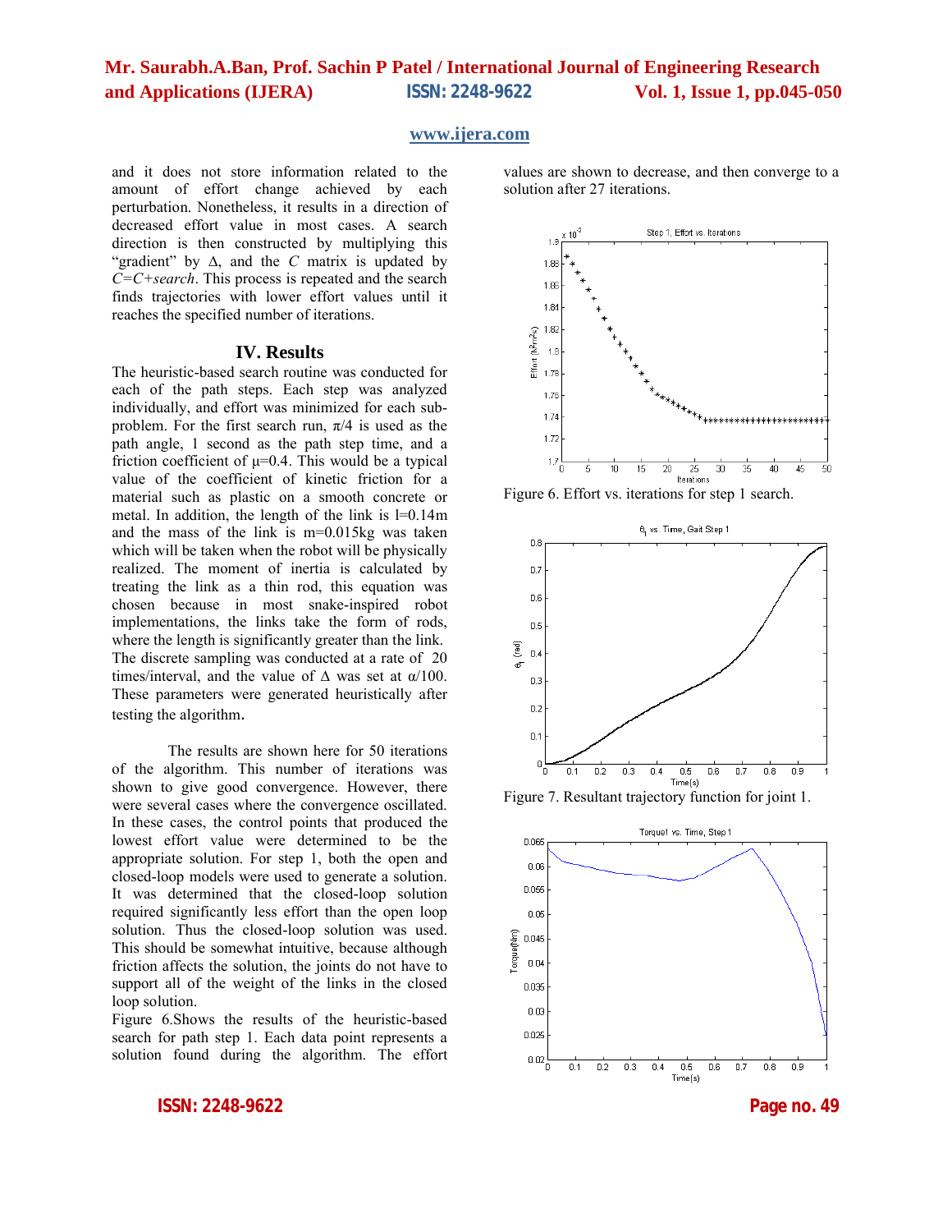and it does not store information related to the amount of effort change achieved by each perturbation. Nonetheless, it results in a direction of decreased effort value in most cases. A search direction is then constructed by multiplying this "gradient" by Δ, and the *C* matrix is updated by *C=C+search*. This process is repeated and the search finds trajectories with lower effort values until it reaches the specified number of iterations.

## IV. Results

The heuristic-based search routine was conducted for each of the path steps. Each step was analyzed individually, and effort was minimized for each sub-problem. For the first search run, $\pi/4$ is used as the path angle, 1 second as the path step time, and a friction coefficient of $\mu=0.4$. This would be a typical value of the coefficient of kinetic friction for a material such as plastic on a smooth concrete or metal. In addition, the length of the link is $l=0.14$m and the mass of the link is $m=0.015$kg was taken which will be taken when the robot will be physically realized. The moment of inertia is calculated by treating the link as a thin rod, this equation was chosen because in most snake-inspired robot implementations, the links take the form of rods, where the length is significantly greater than the link. The discrete sampling was conducted at a rate of 20 times/interval, and the value of Δ was set at $\alpha/100$. These parameters were generated heuristically after testing the algorithm.

The results are shown here for 50 iterations of the algorithm. This number of iterations was shown to give good convergence. However, there were several cases where the convergence oscillated. In these cases, the control points that produced the lowest effort value were determined to be the appropriate solution. For step 1, both the open and closed-loop models were used to generate a solution. It was determined that the closed-loop solution required significantly less effort than the open loop solution. Thus the closed-loop solution was used. This should be somewhat intuitive, because although friction affects the solution, the joints do not have to support all of the weight of the links in the closed loop solution.

Figure 6.Shows the results of the heuristic-based search for path step 1. Each data point represents a solution found during the algorithm. The effort values are shown to decrease, and then converge to a solution after 27 iterations.

Figure 6. Effort vs. iterations for step 1 search.

Figure 7. Resultant trajectory function for joint 1.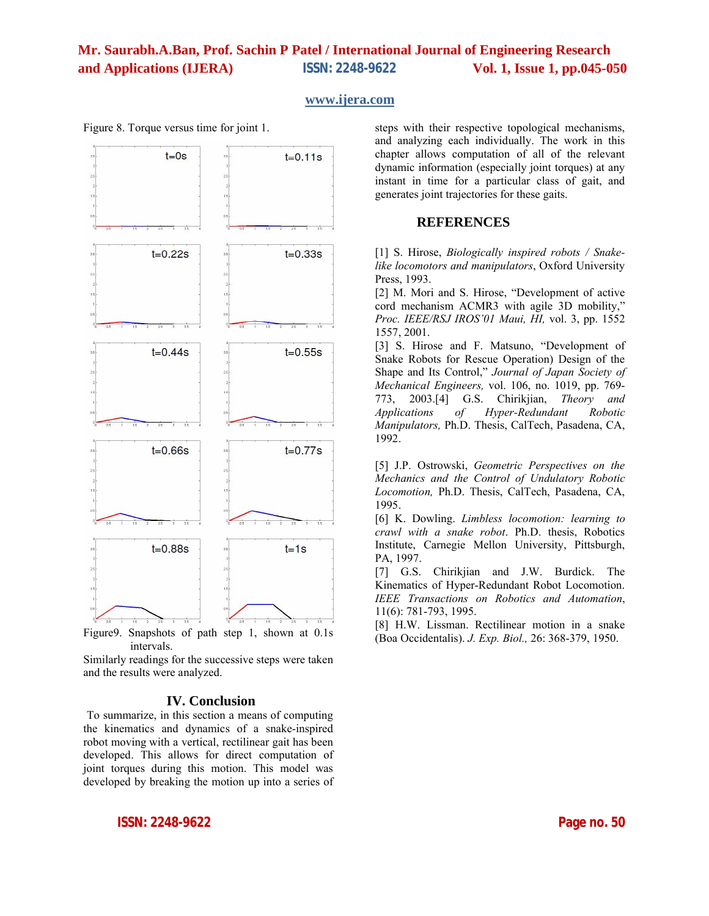Figure 8. Torque versus time for joint 1.

t=0s

t=0.11s

t=0.22s

t=0.33s

t=0.44s

t=0.55s

t=0.66s

t=0.77s

t=0.88s

t=1s

Figure9. Snapshots of path step 1, shown at 0.1s intervals.

Similarly readings for the successive steps were taken and the results were analyzed.

## IV. Conclusion

To summarize, in this section a means of computing the kinematics and dynamics of a snake-inspired robot moving with a vertical, rectilinear gait has been developed. This allows for direct computation of joint torques during this motion. This model was developed by breaking the motion up into a series of steps with their respective topological mechanisms, and analyzing each individually. The work in this chapter allows computation of all of the relevant dynamic information (especially joint torques) at any instant in time for a particular class of gait, and generates joint trajectories for these gaits.

## REFERENCES

[1] S. Hirose, *Biologically inspired robots / Snake-like locomotors and manipulators*, Oxford University Press, 1993.

[2] M. Mori and S. Hirose, "Development of active cord mechanism ACMR3 with agile 3D mobility," *Proc. IEEE/RSJ IROS'01 Maui, HI,* vol. 3, pp. 1552 1557, 2001.

[3] S. Hirose and F. Matsuno, "Development of Snake Robots for Rescue Operation) Design of the Shape and Its Control," *Journal of Japan Society of Mechanical Engineers,* vol. 106, no. 1019, pp. 769-773, 2003.[4] G.S. Chirikjian, *Theory and Applications of Hyper-Redundant Robotic Manipulators,* Ph.D. Thesis, CalTech, Pasadena, CA, 1992.

[5] J.P. Ostrowski, *Geometric Perspectives on the Mechanics and the Control of Undulatory Robotic Locomotion,* Ph.D. Thesis, CalTech, Pasadena, CA, 1995.

[6] K. Dowling. *Limbless locomotion: learning to crawl with a snake robot*. Ph.D. thesis, Robotics Institute, Carnegie Mellon University, Pittsburgh, PA, 1997.

[7] G.S. Chirikjian and J.W. Burdick. The Kinematics of Hyper-Redundant Robot Locomotion. *IEEE Transactions on Robotics and Automation*, 11(6): 781-793, 1995.

[8] H.W. Lissman. Rectilinear motion in a snake (Boa Occidentalis). *J. Exp. Biol.,* 26: 368-379, 1950.